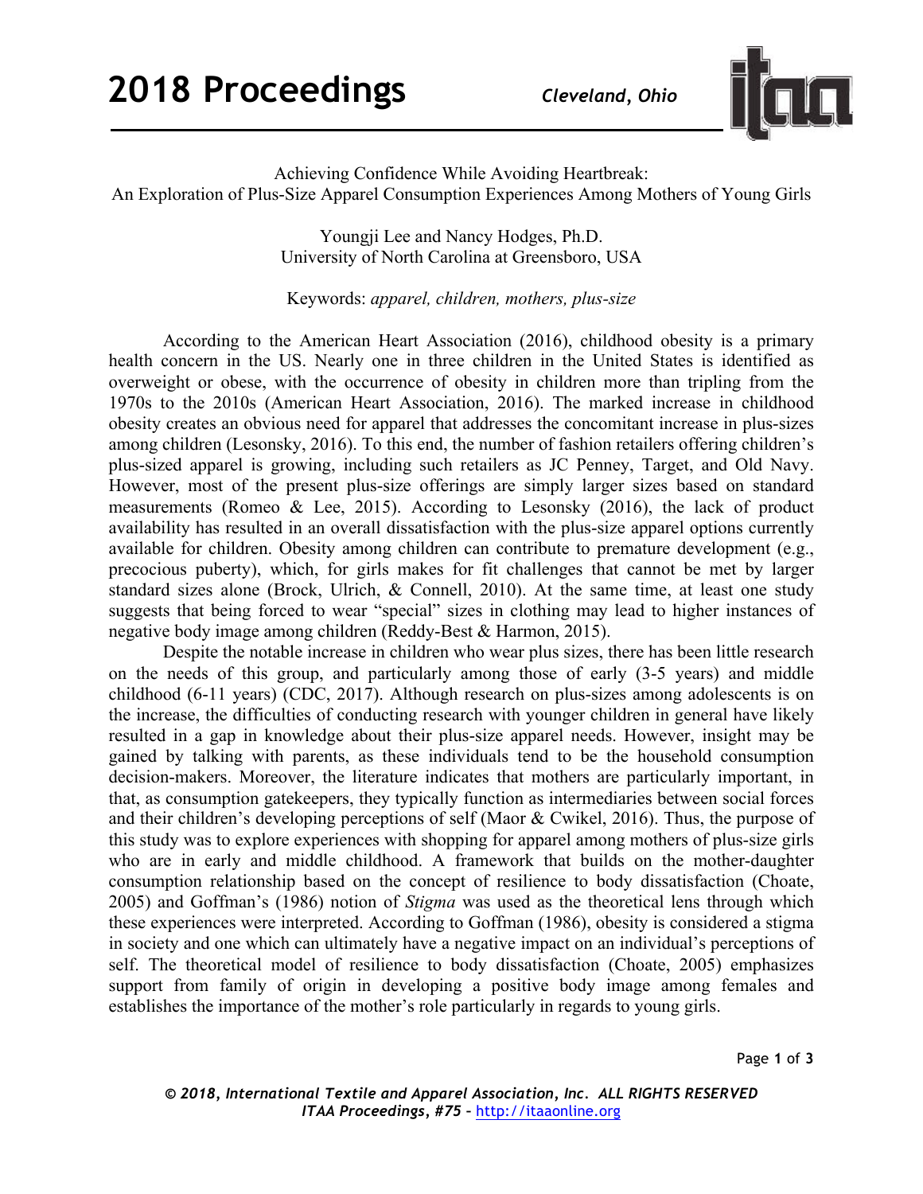# Achieving Confidence While Avoiding Heartbreak: An Exploration of Plus-Size Apparel Consumption Experiences Among Mothers of Young Girls

Youngji Lee and Nancy Hodges, Ph.D.
University of North Carolina at Greensboro, USA

Keywords: *apparel, children, mothers, plus-size*

According to the American Heart Association (2016), childhood obesity is a primary health concern in the US. Nearly one in three children in the United States is identified as overweight or obese, with the occurrence of obesity in children more than tripling from the 1970s to the 2010s (American Heart Association, 2016). The marked increase in childhood obesity creates an obvious need for apparel that addresses the concomitant increase in plus-sizes among children (Lesonsky, 2016). To this end, the number of fashion retailers offering children's plus-sized apparel is growing, including such retailers as JC Penney, Target, and Old Navy. However, most of the present plus-size offerings are simply larger sizes based on standard measurements (Romeo & Lee, 2015). According to Lesonsky (2016), the lack of product availability has resulted in an overall dissatisfaction with the plus-size apparel options currently available for children. Obesity among children can contribute to premature development (e.g., precocious puberty), which, for girls makes for fit challenges that cannot be met by larger standard sizes alone (Brock, Ulrich, & Connell, 2010). At the same time, at least one study suggests that being forced to wear "special" sizes in clothing may lead to higher instances of negative body image among children (Reddy-Best & Harmon, 2015).

Despite the notable increase in children who wear plus sizes, there has been little research on the needs of this group, and particularly among those of early (3-5 years) and middle childhood (6-11 years) (CDC, 2017). Although research on plus-sizes among adolescents is on the increase, the difficulties of conducting research with younger children in general have likely resulted in a gap in knowledge about their plus-size apparel needs. However, insight may be gained by talking with parents, as these individuals tend to be the household consumption decision-makers. Moreover, the literature indicates that mothers are particularly important, in that, as consumption gatekeepers, they typically function as intermediaries between social forces and their children's developing perceptions of self (Maor & Cwikel, 2016). Thus, the purpose of this study was to explore experiences with shopping for apparel among mothers of plus-size girls who are in early and middle childhood. A framework that builds on the mother-daughter consumption relationship based on the concept of resilience to body dissatisfaction (Choate, 2005) and Goffman's (1986) notion of *Stigma* was used as the theoretical lens through which these experiences were interpreted. According to Goffman (1986), obesity is considered a stigma in society and one which can ultimately have a negative impact on an individual's perceptions of self. The theoretical model of resilience to body dissatisfaction (Choate, 2005) emphasizes support from family of origin in developing a positive body image among females and establishes the importance of the mother's role particularly in regards to young girls.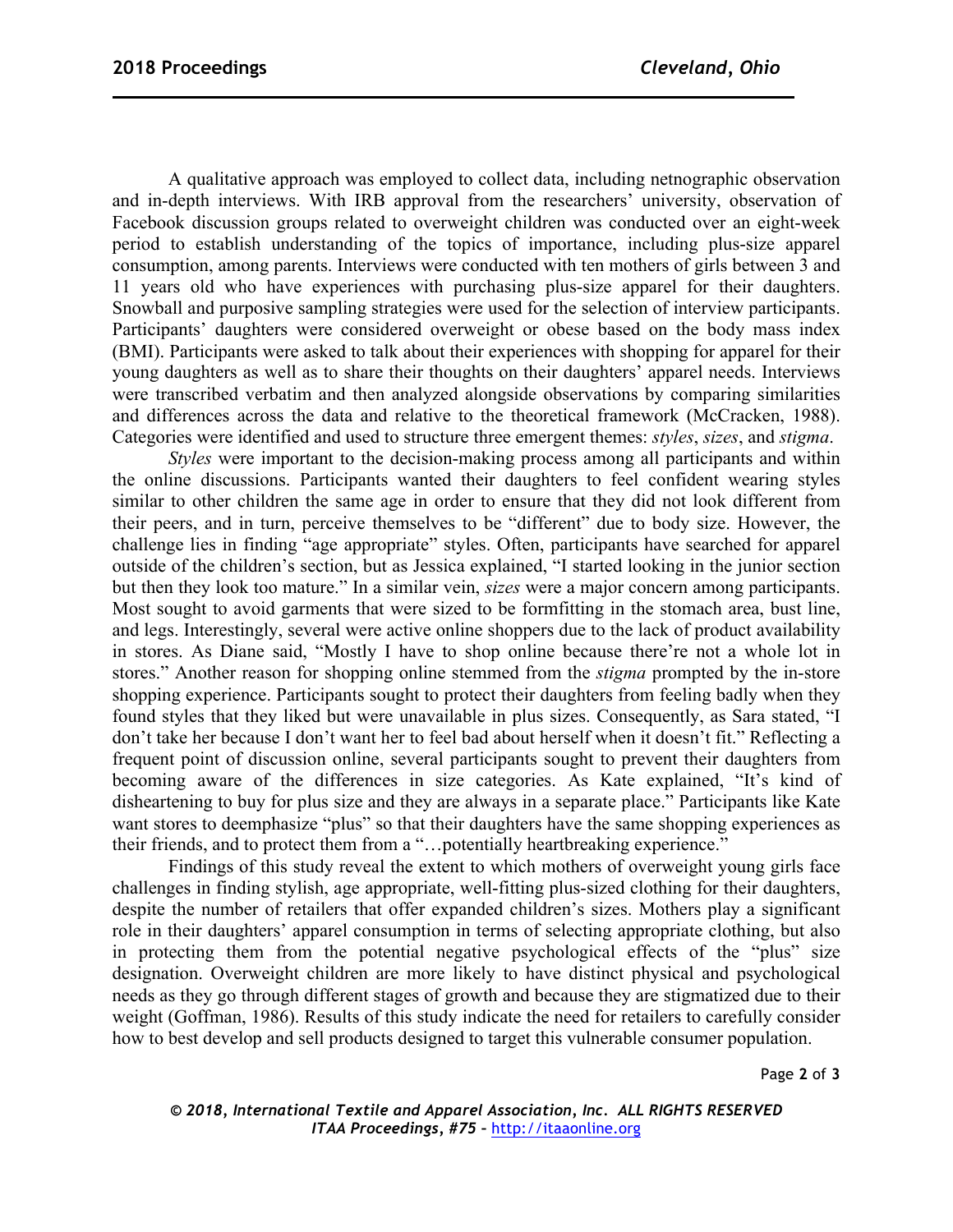A qualitative approach was employed to collect data, including netnographic observation and in-depth interviews. With IRB approval from the researchers' university, observation of Facebook discussion groups related to overweight children was conducted over an eight-week period to establish understanding of the topics of importance, including plus-size apparel consumption, among parents. Interviews were conducted with ten mothers of girls between 3 and 11 years old who have experiences with purchasing plus-size apparel for their daughters. Snowball and purposive sampling strategies were used for the selection of interview participants. Participants' daughters were considered overweight or obese based on the body mass index (BMI). Participants were asked to talk about their experiences with shopping for apparel for their young daughters as well as to share their thoughts on their daughters' apparel needs. Interviews were transcribed verbatim and then analyzed alongside observations by comparing similarities and differences across the data and relative to the theoretical framework (McCracken, 1988). Categories were identified and used to structure three emergent themes: *styles*, *sizes*, and *stigma*.

*Styles* were important to the decision-making process among all participants and within the online discussions. Participants wanted their daughters to feel confident wearing styles similar to other children the same age in order to ensure that they did not look different from their peers, and in turn, perceive themselves to be "different" due to body size. However, the challenge lies in finding "age appropriate" styles. Often, participants have searched for apparel outside of the children's section, but as Jessica explained, "I started looking in the junior section but then they look too mature." In a similar vein, *sizes* were a major concern among participants. Most sought to avoid garments that were sized to be formfitting in the stomach area, bust line, and legs. Interestingly, several were active online shoppers due to the lack of product availability in stores. As Diane said, "Mostly I have to shop online because there're not a whole lot in stores." Another reason for shopping online stemmed from the *stigma* prompted by the in-store shopping experience. Participants sought to protect their daughters from feeling badly when they found styles that they liked but were unavailable in plus sizes. Consequently, as Sara stated, "I don't take her because I don't want her to feel bad about herself when it doesn't fit." Reflecting a frequent point of discussion online, several participants sought to prevent their daughters from becoming aware of the differences in size categories. As Kate explained, "It's kind of disheartening to buy for plus size and they are always in a separate place." Participants like Kate want stores to deemphasize "plus" so that their daughters have the same shopping experiences as their friends, and to protect them from a "…potentially heartbreaking experience."

Findings of this study reveal the extent to which mothers of overweight young girls face challenges in finding stylish, age appropriate, well-fitting plus-sized clothing for their daughters, despite the number of retailers that offer expanded children's sizes. Mothers play a significant role in their daughters' apparel consumption in terms of selecting appropriate clothing, but also in protecting them from the potential negative psychological effects of the "plus" size designation. Overweight children are more likely to have distinct physical and psychological needs as they go through different stages of growth and because they are stigmatized due to their weight (Goffman, 1986). Results of this study indicate the need for retailers to carefully consider how to best develop and sell products designed to target this vulnerable consumer population.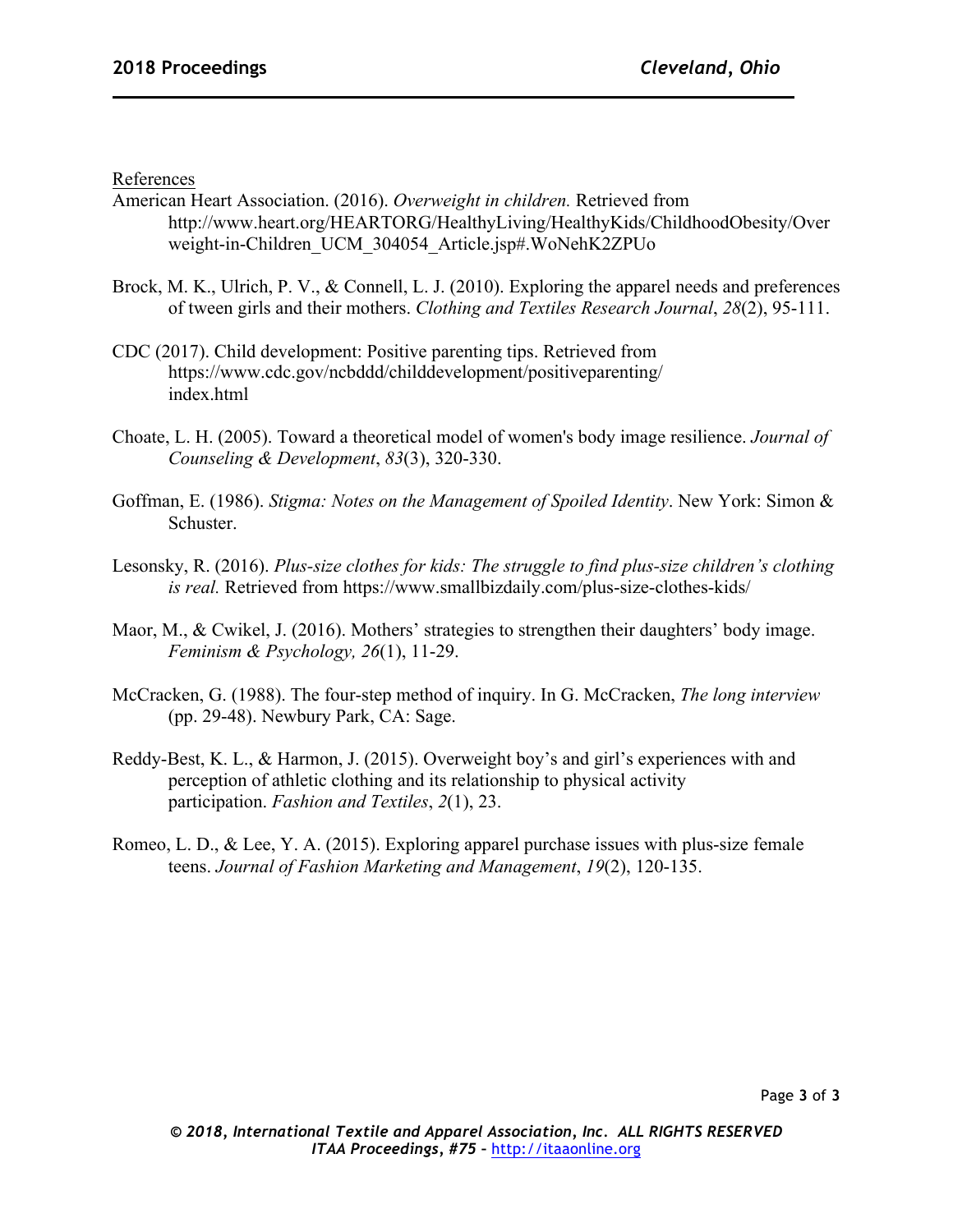References

American Heart Association. (2016). *Overweight in children.* Retrieved from http://www.heart.org/HEARTORG/HealthyLiving/HealthyKids/ChildhoodObesity/Overweight-in-Children_UCM_304054_Article.jsp#.WoNehK2ZPUo

Brock, M. K., Ulrich, P. V., & Connell, L. J. (2010). Exploring the apparel needs and preferences of tween girls and their mothers. *Clothing and Textiles Research Journal*, *28*(2), 95-111.

CDC (2017). Child development: Positive parenting tips. Retrieved from https://www.cdc.gov/ncbddd/childdevelopment/positiveparenting/index.html

Choate, L. H. (2005). Toward a theoretical model of women's body image resilience. *Journal of Counseling & Development*, *83*(3), 320-330.

Goffman, E. (1986). *Stigma: Notes on the Management of Spoiled Identity*. New York: Simon & Schuster.

Lesonsky, R. (2016). *Plus-size clothes for kids: The struggle to find plus-size children's clothing is real.* Retrieved from https://www.smallbizdaily.com/plus-size-clothes-kids/

Maor, M., & Cwikel, J. (2016). Mothers' strategies to strengthen their daughters' body image. *Feminism & Psychology, 26*(1), 11-29.

McCracken, G. (1988). The four-step method of inquiry. In G. McCracken, *The long interview* (pp. 29-48). Newbury Park, CA: Sage.

Reddy-Best, K. L., & Harmon, J. (2015). Overweight boy's and girl's experiences with and perception of athletic clothing and its relationship to physical activity participation. *Fashion and Textiles*, *2*(1), 23.

Romeo, L. D., & Lee, Y. A. (2015). Exploring apparel purchase issues with plus-size female teens. *Journal of Fashion Marketing and Management*, *19*(2), 120-135.